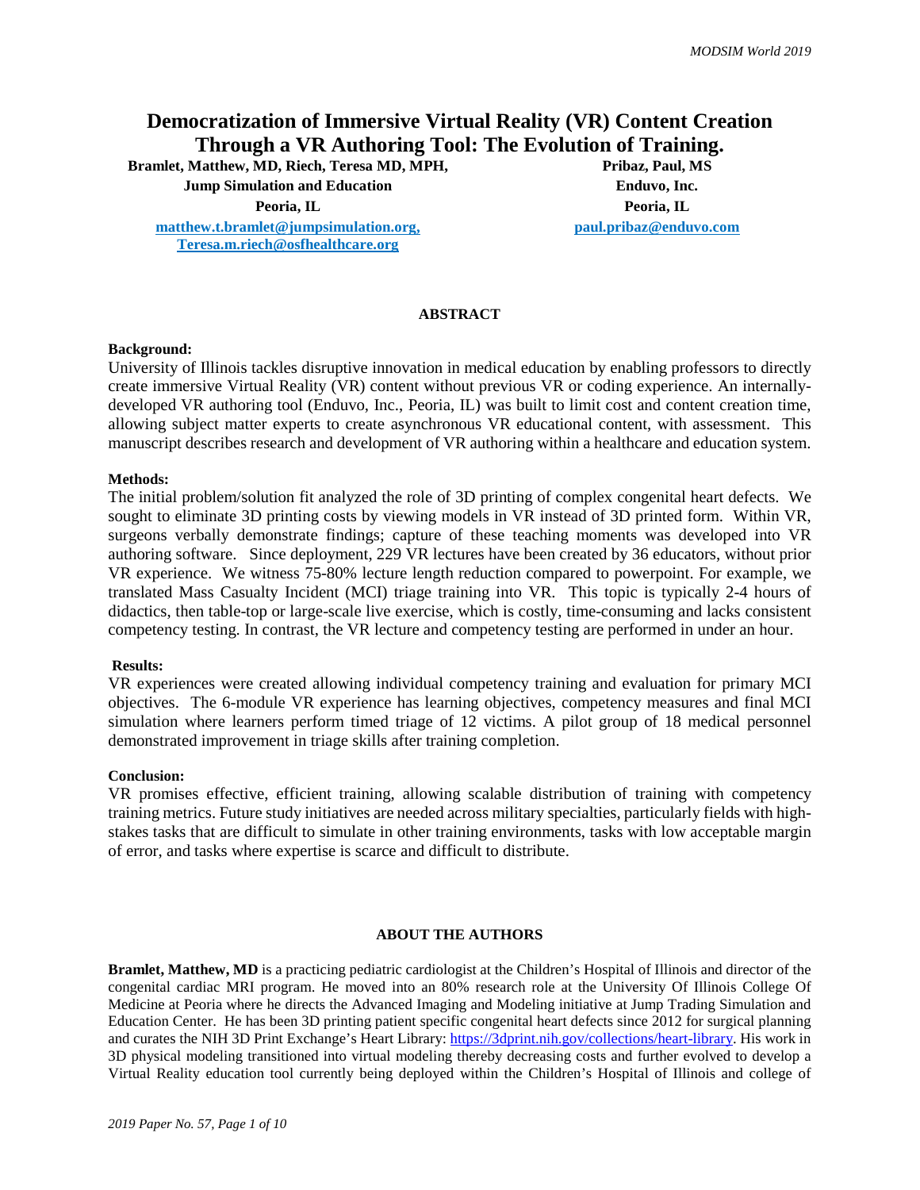# Democratization of Immersive Virtual Reality (VR) Content Creation Through a VR Authoring Tool: The Evolution of Training.

**Bramlet, Matthew, MD, Riech, Teresa MD, MPH,**
**Jump Simulation and Education**
**Peoria, IL**
**matthew.t.bramlet@jumpsimulation.org, Teresa.m.riech@osfhealthcare.org**

**Pribaz, Paul, MS**
**Enduvo, Inc.**
**Peoria, IL**
**paul.pribaz@enduvo.com**

## ABSTRACT

**Background:**

University of Illinois tackles disruptive innovation in medical education by enabling professors to directly create immersive Virtual Reality (VR) content without previous VR or coding experience. An internally-developed VR authoring tool (Enduvo, Inc., Peoria, IL) was built to limit cost and content creation time, allowing subject matter experts to create asynchronous VR educational content, with assessment. This manuscript describes research and development of VR authoring within a healthcare and education system.

**Methods:**

The initial problem/solution fit analyzed the role of 3D printing of complex congenital heart defects. We sought to eliminate 3D printing costs by viewing models in VR instead of 3D printed form. Within VR, surgeons verbally demonstrate findings; capture of these teaching moments was developed into VR authoring software. Since deployment, 229 VR lectures have been created by 36 educators, without prior VR experience. We witness 75-80% lecture length reduction compared to powerpoint. For example, we translated Mass Casualty Incident (MCI) triage training into VR. This topic is typically 2-4 hours of didactics, then table-top or large-scale live exercise, which is costly, time-consuming and lacks consistent competency testing. In contrast, the VR lecture and competency testing are performed in under an hour.

**Results:**

VR experiences were created allowing individual competency training and evaluation for primary MCI objectives. The 6-module VR experience has learning objectives, competency measures and final MCI simulation where learners perform timed triage of 12 victims. A pilot group of 18 medical personnel demonstrated improvement in triage skills after training completion.

**Conclusion:**

VR promises effective, efficient training, allowing scalable distribution of training with competency training metrics. Future study initiatives are needed across military specialties, particularly fields with high-stakes tasks that are difficult to simulate in other training environments, tasks with low acceptable margin of error, and tasks where expertise is scarce and difficult to distribute.

## ABOUT THE AUTHORS

**Bramlet, Matthew, MD** is a practicing pediatric cardiologist at the Children's Hospital of Illinois and director of the congenital cardiac MRI program. He moved into an 80% research role at the University Of Illinois College Of Medicine at Peoria where he directs the Advanced Imaging and Modeling initiative at Jump Trading Simulation and Education Center. He has been 3D printing patient specific congenital heart defects since 2012 for surgical planning and curates the NIH 3D Print Exchange's Heart Library: https://3dprint.nih.gov/collections/heart-library. His work in 3D physical modeling transitioned into virtual modeling thereby decreasing costs and further evolved to develop a Virtual Reality education tool currently being deployed within the Children's Hospital of Illinois and college of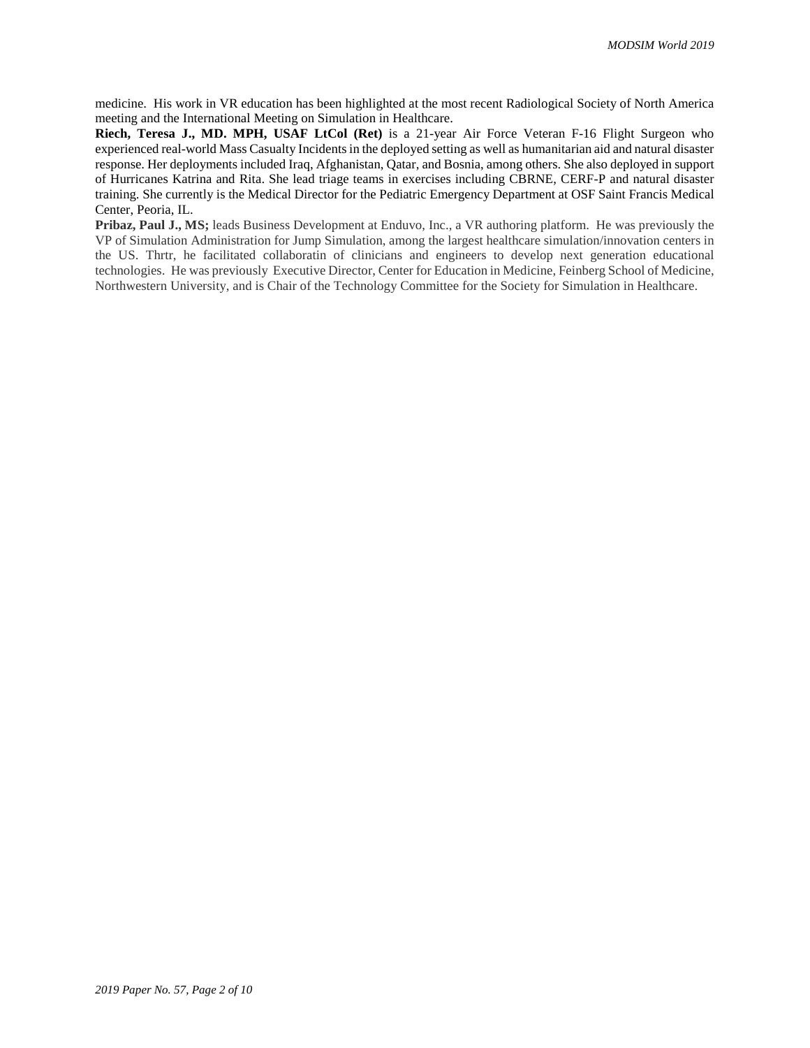medicine. His work in VR education has been highlighted at the most recent Radiological Society of North America meeting and the International Meeting on Simulation in Healthcare.

**Riech, Teresa J., MD. MPH, USAF LtCol (Ret)** is a 21-year Air Force Veteran F-16 Flight Surgeon who experienced real-world Mass Casualty Incidents in the deployed setting as well as humanitarian aid and natural disaster response. Her deployments included Iraq, Afghanistan, Qatar, and Bosnia, among others. She also deployed in support of Hurricanes Katrina and Rita. She lead triage teams in exercises including CBRNE, CERF-P and natural disaster training. She currently is the Medical Director for the Pediatric Emergency Department at OSF Saint Francis Medical Center, Peoria, IL.

**Pribaz, Paul J., MS;** leads Business Development at Enduvo, Inc., a VR authoring platform. He was previously the VP of Simulation Administration for Jump Simulation, among the largest healthcare simulation/innovation centers in the US. Thrtr, he facilitated collaboratin of clinicians and engineers to develop next generation educational technologies. He was previously Executive Director, Center for Education in Medicine, Feinberg School of Medicine, Northwestern University, and is Chair of the Technology Committee for the Society for Simulation in Healthcare.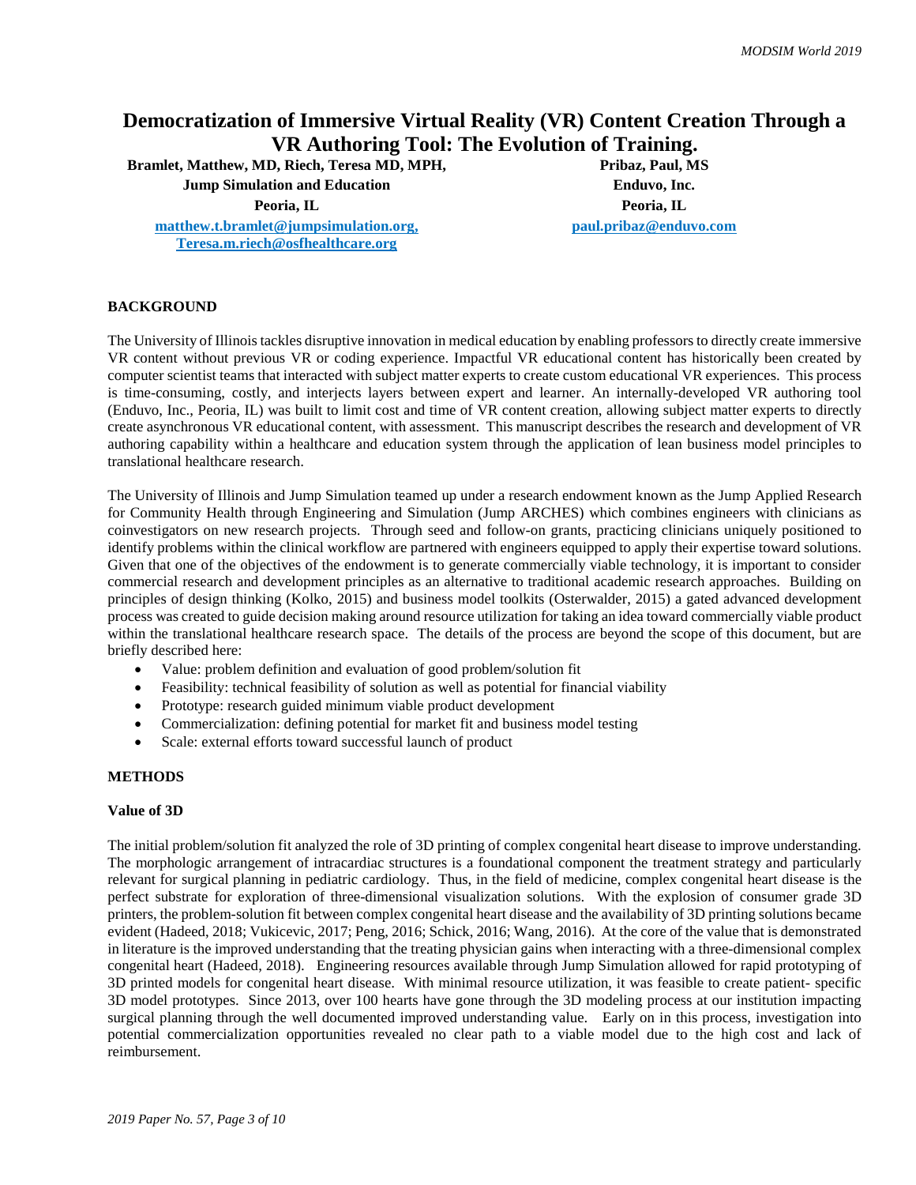# Democratization of Immersive Virtual Reality (VR) Content Creation Through a VR Authoring Tool: The Evolution of Training.

**Bramlet, Matthew, MD, Riech, Teresa MD, MPH,**
**Jump Simulation and Education**
**Peoria, IL**
**matthew.t.bramlet@jumpsimulation.org,**
**Teresa.m.riech@osfhealthcare.org**

**Pribaz, Paul, MS**
**Enduvo, Inc.**
**Peoria, IL**
**paul.pribaz@enduvo.com**

## BACKGROUND

The University of Illinois tackles disruptive innovation in medical education by enabling professors to directly create immersive VR content without previous VR or coding experience. Impactful VR educational content has historically been created by computer scientist teams that interacted with subject matter experts to create custom educational VR experiences. This process is time-consuming, costly, and interjects layers between expert and learner. An internally-developed VR authoring tool (Enduvo, Inc., Peoria, IL) was built to limit cost and time of VR content creation, allowing subject matter experts to directly create asynchronous VR educational content, with assessment. This manuscript describes the research and development of VR authoring capability within a healthcare and education system through the application of lean business model principles to translational healthcare research.

The University of Illinois and Jump Simulation teamed up under a research endowment known as the Jump Applied Research for Community Health through Engineering and Simulation (Jump ARCHES) which combines engineers with clinicians as coinvestigators on new research projects. Through seed and follow-on grants, practicing clinicians uniquely positioned to identify problems within the clinical workflow are partnered with engineers equipped to apply their expertise toward solutions. Given that one of the objectives of the endowment is to generate commercially viable technology, it is important to consider commercial research and development principles as an alternative to traditional academic research approaches. Building on principles of design thinking (Kolko, 2015) and business model toolkits (Osterwalder, 2015) a gated advanced development process was created to guide decision making around resource utilization for taking an idea toward commercially viable product within the translational healthcare research space. The details of the process are beyond the scope of this document, but are briefly described here:

- Value: problem definition and evaluation of good problem/solution fit
- Feasibility: technical feasibility of solution as well as potential for financial viability
- Prototype: research guided minimum viable product development
- Commercialization: defining potential for market fit and business model testing
- Scale: external efforts toward successful launch of product

## METHODS

### Value of 3D

The initial problem/solution fit analyzed the role of 3D printing of complex congenital heart disease to improve understanding. The morphologic arrangement of intracardiac structures is a foundational component the treatment strategy and particularly relevant for surgical planning in pediatric cardiology. Thus, in the field of medicine, complex congenital heart disease is the perfect substrate for exploration of three-dimensional visualization solutions. With the explosion of consumer grade 3D printers, the problem-solution fit between complex congenital heart disease and the availability of 3D printing solutions became evident (Hadeed, 2018; Vukicevic, 2017; Peng, 2016; Schick, 2016; Wang, 2016). At the core of the value that is demonstrated in literature is the improved understanding that the treating physician gains when interacting with a three-dimensional complex congenital heart (Hadeed, 2018). Engineering resources available through Jump Simulation allowed for rapid prototyping of 3D printed models for congenital heart disease. With minimal resource utilization, it was feasible to create patient- specific 3D model prototypes. Since 2013, over 100 hearts have gone through the 3D modeling process at our institution impacting surgical planning through the well documented improved understanding value. Early on in this process, investigation into potential commercialization opportunities revealed no clear path to a viable model due to the high cost and lack of reimbursement.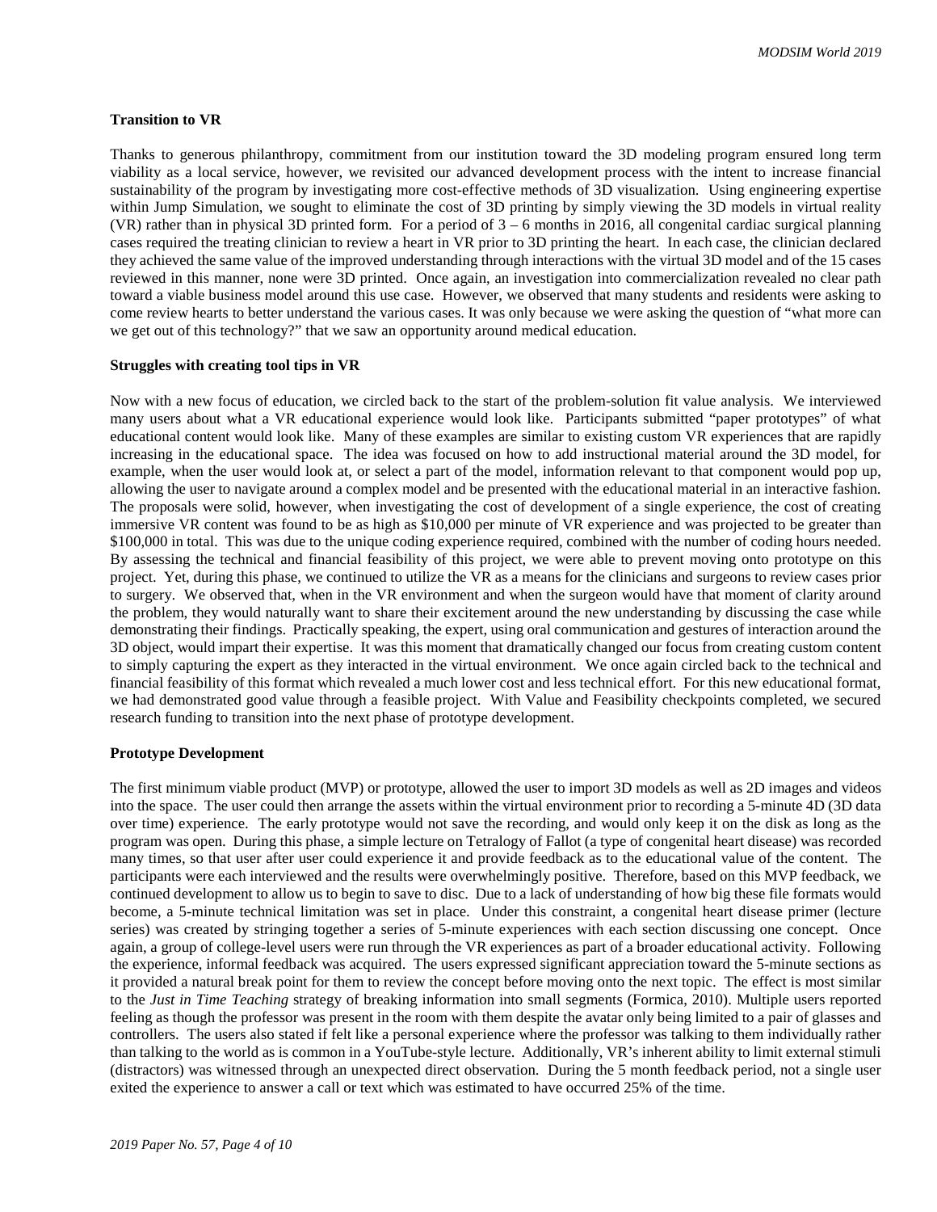**Transition to VR**

Thanks to generous philanthropy, commitment from our institution toward the 3D modeling program ensured long term viability as a local service, however, we revisited our advanced development process with the intent to increase financial sustainability of the program by investigating more cost-effective methods of 3D visualization. Using engineering expertise within Jump Simulation, we sought to eliminate the cost of 3D printing by simply viewing the 3D models in virtual reality (VR) rather than in physical 3D printed form. For a period of 3 – 6 months in 2016, all congenital cardiac surgical planning cases required the treating clinician to review a heart in VR prior to 3D printing the heart. In each case, the clinician declared they achieved the same value of the improved understanding through interactions with the virtual 3D model and of the 15 cases reviewed in this manner, none were 3D printed. Once again, an investigation into commercialization revealed no clear path toward a viable business model around this use case. However, we observed that many students and residents were asking to come review hearts to better understand the various cases. It was only because we were asking the question of "what more can we get out of this technology?" that we saw an opportunity around medical education.

**Struggles with creating tool tips in VR**

Now with a new focus of education, we circled back to the start of the problem-solution fit value analysis. We interviewed many users about what a VR educational experience would look like. Participants submitted "paper prototypes" of what educational content would look like. Many of these examples are similar to existing custom VR experiences that are rapidly increasing in the educational space. The idea was focused on how to add instructional material around the 3D model, for example, when the user would look at, or select a part of the model, information relevant to that component would pop up, allowing the user to navigate around a complex model and be presented with the educational material in an interactive fashion. The proposals were solid, however, when investigating the cost of development of a single experience, the cost of creating immersive VR content was found to be as high as $10,000 per minute of VR experience and was projected to be greater than $100,000 in total. This was due to the unique coding experience required, combined with the number of coding hours needed. By assessing the technical and financial feasibility of this project, we were able to prevent moving onto prototype on this project. Yet, during this phase, we continued to utilize the VR as a means for the clinicians and surgeons to review cases prior to surgery. We observed that, when in the VR environment and when the surgeon would have that moment of clarity around the problem, they would naturally want to share their excitement around the new understanding by discussing the case while demonstrating their findings. Practically speaking, the expert, using oral communication and gestures of interaction around the 3D object, would impart their expertise. It was this moment that dramatically changed our focus from creating custom content to simply capturing the expert as they interacted in the virtual environment. We once again circled back to the technical and financial feasibility of this format which revealed a much lower cost and less technical effort. For this new educational format, we had demonstrated good value through a feasible project. With Value and Feasibility checkpoints completed, we secured research funding to transition into the next phase of prototype development.

**Prototype Development**

The first minimum viable product (MVP) or prototype, allowed the user to import 3D models as well as 2D images and videos into the space. The user could then arrange the assets within the virtual environment prior to recording a 5-minute 4D (3D data over time) experience. The early prototype would not save the recording, and would only keep it on the disk as long as the program was open. During this phase, a simple lecture on Tetralogy of Fallot (a type of congenital heart disease) was recorded many times, so that user after user could experience it and provide feedback as to the educational value of the content. The participants were each interviewed and the results were overwhelmingly positive. Therefore, based on this MVP feedback, we continued development to allow us to begin to save to disc. Due to a lack of understanding of how big these file formats would become, a 5-minute technical limitation was set in place. Under this constraint, a congenital heart disease primer (lecture series) was created by stringing together a series of 5-minute experiences with each section discussing one concept. Once again, a group of college-level users were run through the VR experiences as part of a broader educational activity. Following the experience, informal feedback was acquired. The users expressed significant appreciation toward the 5-minute sections as it provided a natural break point for them to review the concept before moving onto the next topic. The effect is most similar to the *Just in Time Teaching* strategy of breaking information into small segments (Formica, 2010). Multiple users reported feeling as though the professor was present in the room with them despite the avatar only being limited to a pair of glasses and controllers. The users also stated if felt like a personal experience where the professor was talking to them individually rather than talking to the world as is common in a YouTube-style lecture. Additionally, VR's inherent ability to limit external stimuli (distractors) was witnessed through an unexpected direct observation. During the 5 month feedback period, not a single user exited the experience to answer a call or text which was estimated to have occurred 25% of the time.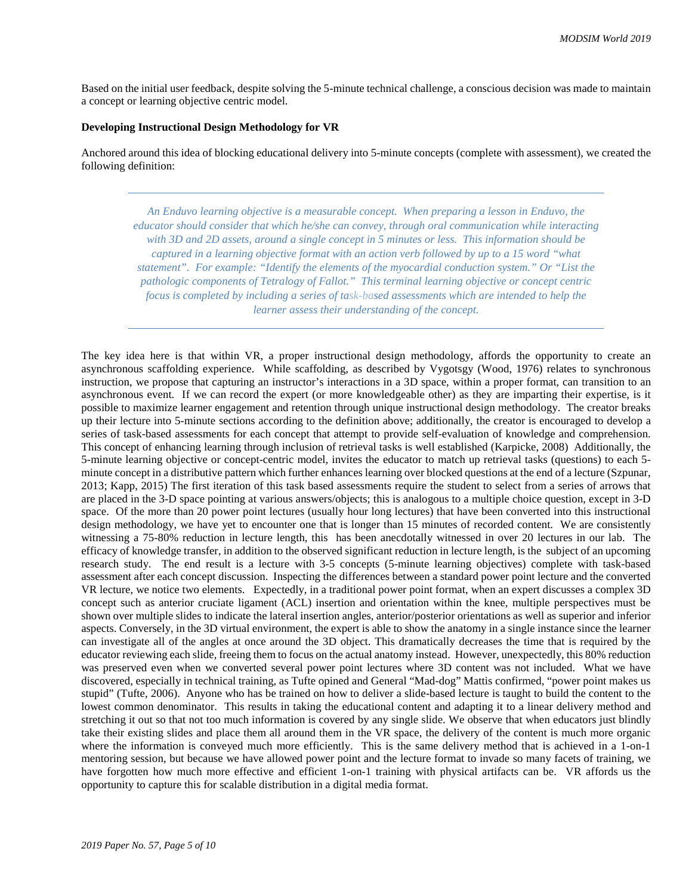Based on the initial user feedback, despite solving the 5-minute technical challenge, a conscious decision was made to maintain a concept or learning objective centric model.

**Developing Instructional Design Methodology for VR**

Anchored around this idea of blocking educational delivery into 5-minute concepts (complete with assessment), we created the following definition:

---

*An Enduvo learning objective is a measurable concept. When preparing a lesson in Enduvo, the educator should consider that which he/she can convey, through oral communication while interacting with 3D and 2D assets, around a single concept in 5 minutes or less. This information should be captured in a learning objective format with an action verb followed by up to a 15 word "what statement". For example: "Identify the elements of the myocardial conduction system." Or "List the pathologic components of Tetralogy of Fallot." This terminal learning objective or concept centric focus is completed by including a series of task-based assessments which are intended to help the learner assess their understanding of the concept.*

---

The key idea here is that within VR, a proper instructional design methodology, affords the opportunity to create an asynchronous scaffolding experience. While scaffolding, as described by Vygotsgy (Wood, 1976) relates to synchronous instruction, we propose that capturing an instructor's interactions in a 3D space, within a proper format, can transition to an asynchronous event. If we can record the expert (or more knowledgeable other) as they are imparting their expertise, is it possible to maximize learner engagement and retention through unique instructional design methodology. The creator breaks up their lecture into 5-minute sections according to the definition above; additionally, the creator is encouraged to develop a series of task-based assessments for each concept that attempt to provide self-evaluation of knowledge and comprehension. This concept of enhancing learning through inclusion of retrieval tasks is well established (Karpicke, 2008) Additionally, the 5-minute learning objective or concept-centric model, invites the educator to match up retrieval tasks (questions) to each 5-minute concept in a distributive pattern which further enhances learning over blocked questions at the end of a lecture (Szpunar, 2013; Kapp, 2015) The first iteration of this task based assessments require the student to select from a series of arrows that are placed in the 3-D space pointing at various answers/objects; this is analogous to a multiple choice question, except in 3-D space. Of the more than 20 power point lectures (usually hour long lectures) that have been converted into this instructional design methodology, we have yet to encounter one that is longer than 15 minutes of recorded content. We are consistently witnessing a 75-80% reduction in lecture length, this has been anecdotally witnessed in over 20 lectures in our lab. The efficacy of knowledge transfer, in addition to the observed significant reduction in lecture length, is the subject of an upcoming research study. The end result is a lecture with 3-5 concepts (5-minute learning objectives) complete with task-based assessment after each concept discussion. Inspecting the differences between a standard power point lecture and the converted VR lecture, we notice two elements. Expectedly, in a traditional power point format, when an expert discusses a complex 3D concept such as anterior cruciate ligament (ACL) insertion and orientation within the knee, multiple perspectives must be shown over multiple slides to indicate the lateral insertion angles, anterior/posterior orientations as well as superior and inferior aspects. Conversely, in the 3D virtual environment, the expert is able to show the anatomy in a single instance since the learner can investigate all of the angles at once around the 3D object. This dramatically decreases the time that is required by the educator reviewing each slide, freeing them to focus on the actual anatomy instead. However, unexpectedly, this 80% reduction was preserved even when we converted several power point lectures where 3D content was not included. What we have discovered, especially in technical training, as Tufte opined and General "Mad-dog" Mattis confirmed, "power point makes us stupid" (Tufte, 2006). Anyone who has be trained on how to deliver a slide-based lecture is taught to build the content to the lowest common denominator. This results in taking the educational content and adapting it to a linear delivery method and stretching it out so that not too much information is covered by any single slide. We observe that when educators just blindly take their existing slides and place them all around them in the VR space, the delivery of the content is much more organic where the information is conveyed much more efficiently. This is the same delivery method that is achieved in a 1-on-1 mentoring session, but because we have allowed power point and the lecture format to invade so many facets of training, we have forgotten how much more effective and efficient 1-on-1 training with physical artifacts can be. VR affords us the opportunity to capture this for scalable distribution in a digital media format.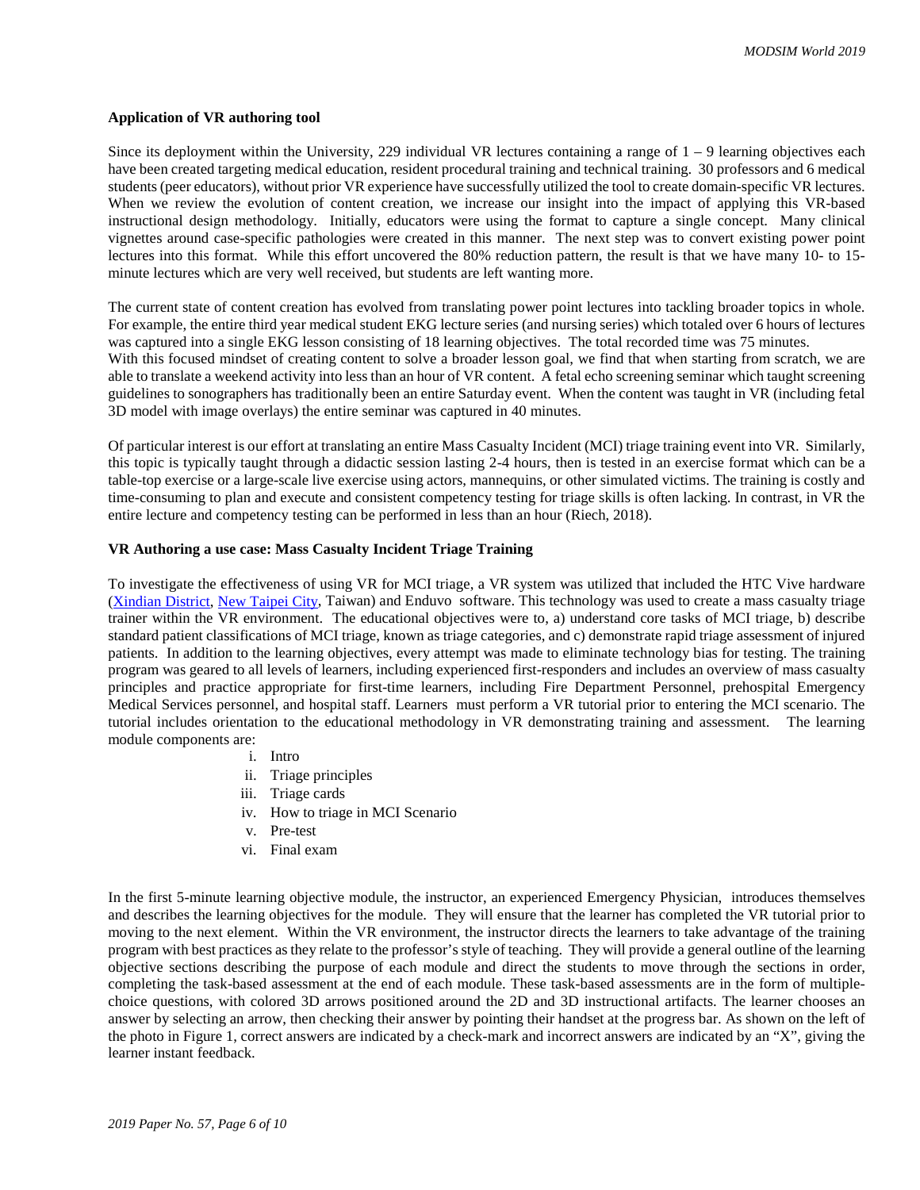**Application of VR authoring tool**

Since its deployment within the University, 229 individual VR lectures containing a range of 1 – 9 learning objectives each have been created targeting medical education, resident procedural training and technical training. 30 professors and 6 medical students (peer educators), without prior VR experience have successfully utilized the tool to create domain-specific VR lectures. When we review the evolution of content creation, we increase our insight into the impact of applying this VR-based instructional design methodology. Initially, educators were using the format to capture a single concept. Many clinical vignettes around case-specific pathologies were created in this manner. The next step was to convert existing power point lectures into this format. While this effort uncovered the 80% reduction pattern, the result is that we have many 10- to 15-minute lectures which are very well received, but students are left wanting more.

The current state of content creation has evolved from translating power point lectures into tackling broader topics in whole. For example, the entire third year medical student EKG lecture series (and nursing series) which totaled over 6 hours of lectures was captured into a single EKG lesson consisting of 18 learning objectives. The total recorded time was 75 minutes.
With this focused mindset of creating content to solve a broader lesson goal, we find that when starting from scratch, we are able to translate a weekend activity into less than an hour of VR content. A fetal echo screening seminar which taught screening guidelines to sonographers has traditionally been an entire Saturday event. When the content was taught in VR (including fetal 3D model with image overlays) the entire seminar was captured in 40 minutes.

Of particular interest is our effort at translating an entire Mass Casualty Incident (MCI) triage training event into VR. Similarly, this topic is typically taught through a didactic session lasting 2-4 hours, then is tested in an exercise format which can be a table-top exercise or a large-scale live exercise using actors, mannequins, or other simulated victims. The training is costly and time-consuming to plan and execute and consistent competency testing for triage skills is often lacking. In contrast, in VR the entire lecture and competency testing can be performed in less than an hour (Riech, 2018).

**VR Authoring a use case: Mass Casualty Incident Triage Training**

To investigate the effectiveness of using VR for MCI triage, a VR system was utilized that included the HTC Vive hardware (Xindian District, New Taipei City, Taiwan) and Enduvo software. This technology was used to create a mass casualty triage trainer within the VR environment. The educational objectives were to, a) understand core tasks of MCI triage, b) describe standard patient classifications of MCI triage, known as triage categories, and c) demonstrate rapid triage assessment of injured patients. In addition to the learning objectives, every attempt was made to eliminate technology bias for testing. The training program was geared to all levels of learners, including experienced first-responders and includes an overview of mass casualty principles and practice appropriate for first-time learners, including Fire Department Personnel, prehospital Emergency Medical Services personnel, and hospital staff. Learners must perform a VR tutorial prior to entering the MCI scenario. The tutorial includes orientation to the educational methodology in VR demonstrating training and assessment. The learning module components are:

i. Intro
ii. Triage principles
iii. Triage cards
iv. How to triage in MCI Scenario
v. Pre-test
vi. Final exam

In the first 5-minute learning objective module, the instructor, an experienced Emergency Physician, introduces themselves and describes the learning objectives for the module. They will ensure that the learner has completed the VR tutorial prior to moving to the next element. Within the VR environment, the instructor directs the learners to take advantage of the training program with best practices as they relate to the professor's style of teaching. They will provide a general outline of the learning objective sections describing the purpose of each module and direct the students to move through the sections in order, completing the task-based assessment at the end of each module. These task-based assessments are in the form of multiple-choice questions, with colored 3D arrows positioned around the 2D and 3D instructional artifacts. The learner chooses an answer by selecting an arrow, then checking their answer by pointing their handset at the progress bar. As shown on the left of the photo in Figure 1, correct answers are indicated by a check-mark and incorrect answers are indicated by an "X", giving the learner instant feedback.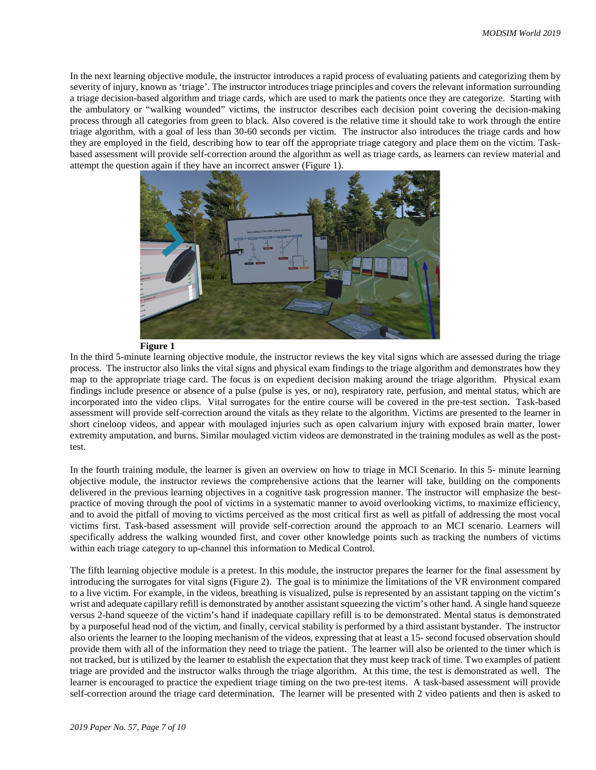In the next learning objective module, the instructor introduces a rapid process of evaluating patients and categorizing them by severity of injury, known as 'triage'. The instructor introduces triage principles and covers the relevant information surrounding a triage decision-based algorithm and triage cards, which are used to mark the patients once they are categorize. Starting with the ambulatory or "walking wounded" victims, the instructor describes each decision point covering the decision-making process through all categories from green to black. Also covered is the relative time it should take to work through the entire triage algorithm, with a goal of less than 30-60 seconds per victim. The instructor also introduces the triage cards and how they are employed in the field, describing how to tear off the appropriate triage category and place them on the victim. Task-based assessment will provide self-correction around the algorithm as well as triage cards, as learners can review material and attempt the question again if they have an incorrect answer (Figure 1).

**Figure 1**

In the third 5-minute learning objective module, the instructor reviews the key vital signs which are assessed during the triage process. The instructor also links the vital signs and physical exam findings to the triage algorithm and demonstrates how they map to the appropriate triage card. The focus is on expedient decision making around the triage algorithm. Physical exam findings include presence or absence of a pulse (pulse is yes, or no), respiratory rate, perfusion, and mental status, which are incorporated into the video clips. Vital surrogates for the entire course will be covered in the pre-test section. Task-based assessment will provide self-correction around the vitals as they relate to the algorithm. Victims are presented to the learner in short cineloop videos, and appear with moulaged injuries such as open calvarium injury with exposed brain matter, lower extremity amputation, and burns. Similar moulaged victim videos are demonstrated in the training modules as well as the post-test.

In the fourth training module, the learner is given an overview on how to triage in MCI Scenario. In this 5- minute learning objective module, the instructor reviews the comprehensive actions that the learner will take, building on the components delivered in the previous learning objectives in a cognitive task progression manner. The instructor will emphasize the best-practice of moving through the pool of victims in a systematic manner to avoid overlooking victims, to maximize efficiency, and to avoid the pitfall of moving to victims perceived as the most critical first as well as pitfall of addressing the most vocal victims first. Task-based assessment will provide self-correction around the approach to an MCI scenario. Learners will specifically address the walking wounded first, and cover other knowledge points such as tracking the numbers of victims within each triage category to up-channel this information to Medical Control.

The fifth learning objective module is a pretest. In this module, the instructor prepares the learner for the final assessment by introducing the surrogates for vital signs (Figure 2). The goal is to minimize the limitations of the VR environment compared to a live victim. For example, in the videos, breathing is visualized, pulse is represented by an assistant tapping on the victim's wrist and adequate capillary refill is demonstrated by another assistant squeezing the victim's other hand. A single hand squeeze versus 2-hand squeeze of the victim's hand if inadequate capillary refill is to be demonstrated. Mental status is demonstrated by a purposeful head nod of the victim, and finally, cervical stability is performed by a third assistant bystander. The instructor also orients the learner to the looping mechanism of the videos, expressing that at least a 15- second focused observation should provide them with all of the information they need to triage the patient. The learner will also be oriented to the timer which is not tracked, but is utilized by the learner to establish the expectation that they must keep track of time. Two examples of patient triage are provided and the instructor walks through the triage algorithm. At this time, the test is demonstrated as well. The learner is encouraged to practice the expedient triage timing on the two pre-test items. A task-based assessment will provide self-correction around the triage card determination. The learner will be presented with 2 video patients and then is asked to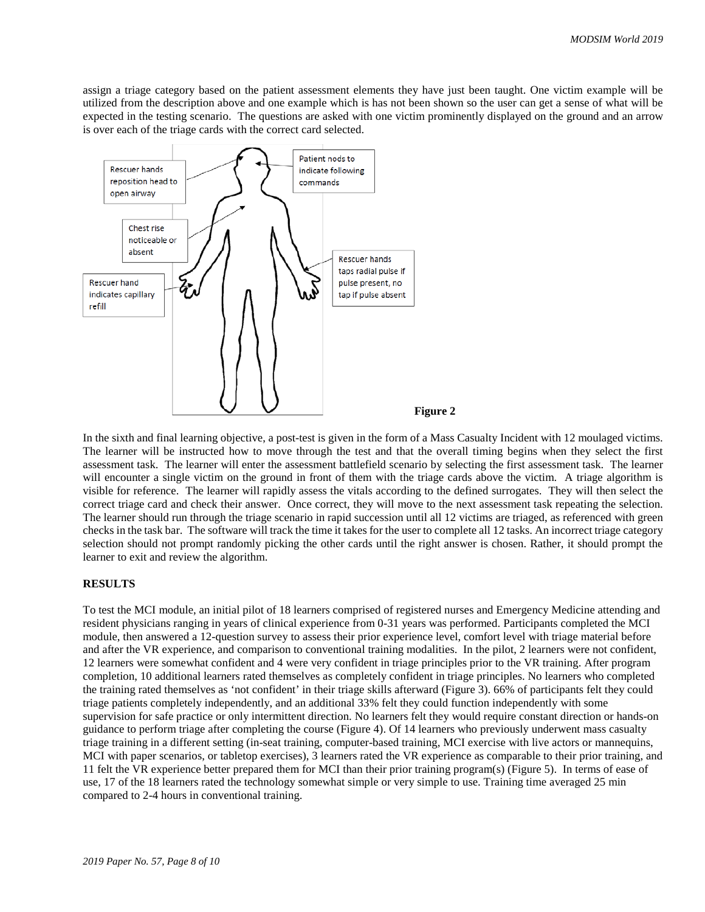assign a triage category based on the patient assessment elements they have just been taught. One victim example will be utilized from the description above and one example which is has not been shown so the user can get a sense of what will be expected in the testing scenario. The questions are asked with one victim prominently displayed on the ground and an arrow is over each of the triage cards with the correct card selected.

Rescuer hands reposition head to open airway

Patient nods to indicate following commands

Chest rise noticeable or absent

Rescuer hands taps radial pulse if pulse present, no tap if pulse absent

Rescuer hand indicates capillary refill

**Figure 2**

In the sixth and final learning objective, a post-test is given in the form of a Mass Casualty Incident with 12 moulaged victims. The learner will be instructed how to move through the test and that the overall timing begins when they select the first assessment task. The learner will enter the assessment battlefield scenario by selecting the first assessment task. The learner will encounter a single victim on the ground in front of them with the triage cards above the victim. A triage algorithm is visible for reference. The learner will rapidly assess the vitals according to the defined surrogates. They will then select the correct triage card and check their answer. Once correct, they will move to the next assessment task repeating the selection. The learner should run through the triage scenario in rapid succession until all 12 victims are triaged, as referenced with green checks in the task bar. The software will track the time it takes for the user to complete all 12 tasks. An incorrect triage category selection should not prompt randomly picking the other cards until the right answer is chosen. Rather, it should prompt the learner to exit and review the algorithm.

## RESULTS

To test the MCI module, an initial pilot of 18 learners comprised of registered nurses and Emergency Medicine attending and resident physicians ranging in years of clinical experience from 0-31 years was performed. Participants completed the MCI module, then answered a 12-question survey to assess their prior experience level, comfort level with triage material before and after the VR experience, and comparison to conventional training modalities. In the pilot, 2 learners were not confident, 12 learners were somewhat confident and 4 were very confident in triage principles prior to the VR training. After program completion, 10 additional learners rated themselves as completely confident in triage principles. No learners who completed the training rated themselves as 'not confident' in their triage skills afterward (Figure 3). 66% of participants felt they could triage patients completely independently, and an additional 33% felt they could function independently with some supervision for safe practice or only intermittent direction. No learners felt they would require constant direction or hands-on guidance to perform triage after completing the course (Figure 4). Of 14 learners who previously underwent mass casualty triage training in a different setting (in-seat training, computer-based training, MCI exercise with live actors or mannequins, MCI with paper scenarios, or tabletop exercises), 3 learners rated the VR experience as comparable to their prior training, and 11 felt the VR experience better prepared them for MCI than their prior training program(s) (Figure 5). In terms of ease of use, 17 of the 18 learners rated the technology somewhat simple or very simple to use. Training time averaged 25 min compared to 2-4 hours in conventional training.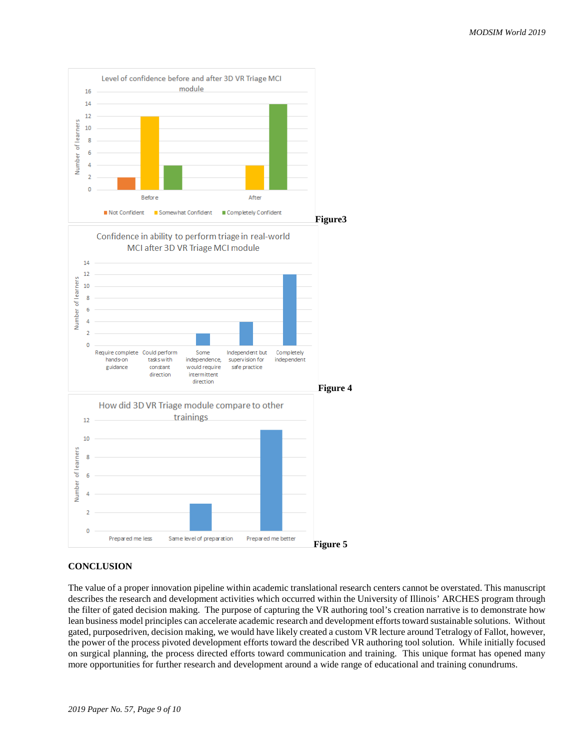Figure3

Figure 4

Figure 5

## CONCLUSION

The value of a proper innovation pipeline within academic translational research centers cannot be overstated. This manuscript describes the research and development activities which occurred within the University of Illinois' ARCHES program through the filter of gated decision making. The purpose of capturing the VR authoring tool's creation narrative is to demonstrate how lean business model principles can accelerate academic research and development efforts toward sustainable solutions. Without gated, purposedriven, decision making, we would have likely created a custom VR lecture around Tetralogy of Fallot, however, the power of the process pivoted development efforts toward the described VR authoring tool solution. While initially focused on surgical planning, the process directed efforts toward communication and training. This unique format has opened many more opportunities for further research and development around a wide range of educational and training conundrums.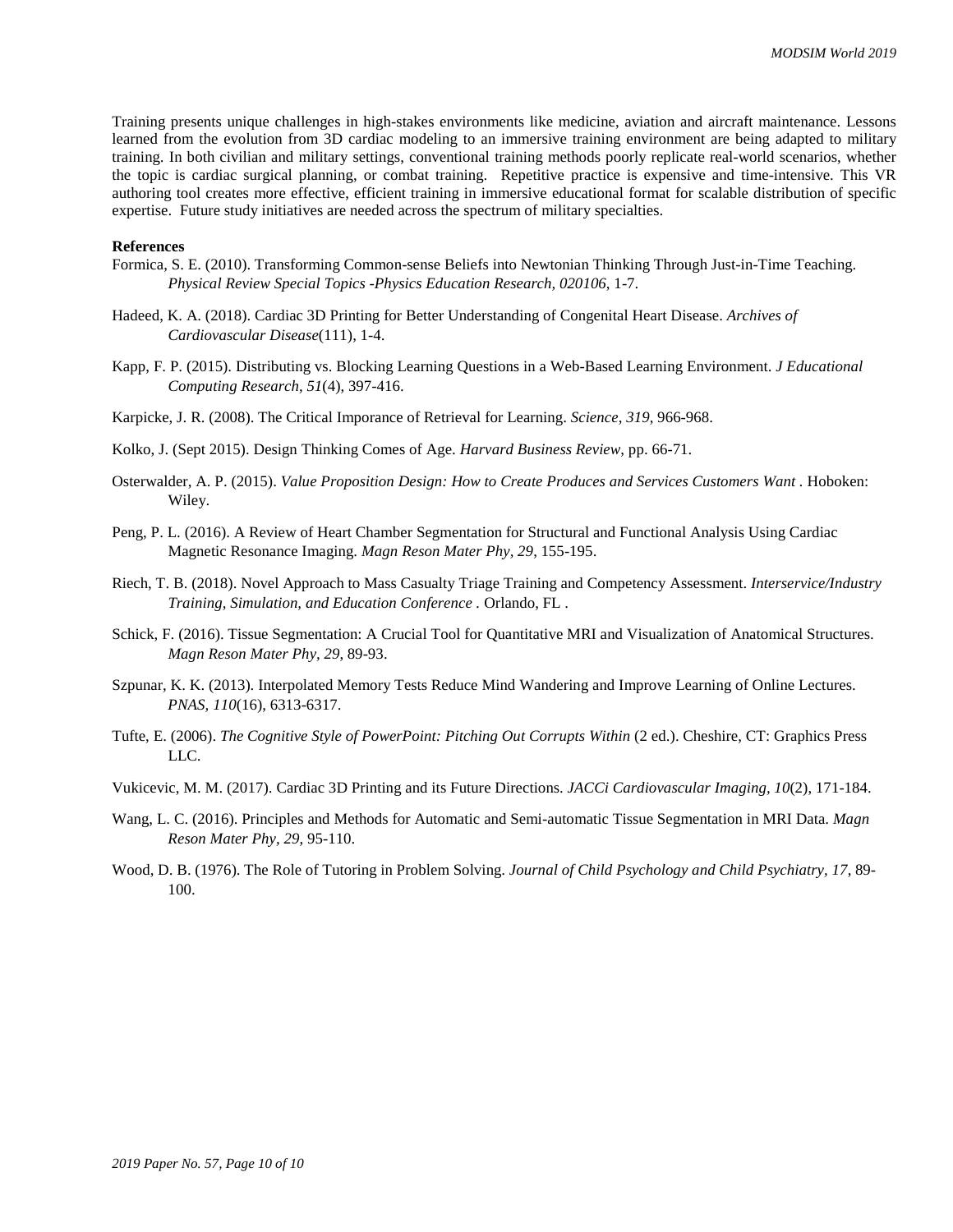Training presents unique challenges in high-stakes environments like medicine, aviation and aircraft maintenance. Lessons learned from the evolution from 3D cardiac modeling to an immersive training environment are being adapted to military training. In both civilian and military settings, conventional training methods poorly replicate real-world scenarios, whether the topic is cardiac surgical planning, or combat training. Repetitive practice is expensive and time-intensive. This VR authoring tool creates more effective, efficient training in immersive educational format for scalable distribution of specific expertise. Future study initiatives are needed across the spectrum of military specialties.

**References**

Formica, S. E. (2010). Transforming Common-sense Beliefs into Newtonian Thinking Through Just-in-Time Teaching. *Physical Review Special Topics -Physics Education Research, 020106*, 1-7.

Hadeed, K. A. (2018). Cardiac 3D Printing for Better Understanding of Congenital Heart Disease. *Archives of Cardiovascular Disease*(111), 1-4.

Kapp, F. P. (2015). Distributing vs. Blocking Learning Questions in a Web-Based Learning Environment. *J Educational Computing Research, 51*(4), 397-416.

Karpicke, J. R. (2008). The Critical Imporance of Retrieval for Learning. *Science, 319*, 966-968.

Kolko, J. (Sept 2015). Design Thinking Comes of Age. *Harvard Business Review,* pp. 66-71.

Osterwalder, A. P. (2015). *Value Proposition Design: How to Create Produces and Services Customers Want* . Hoboken: Wiley.

Peng, P. L. (2016). A Review of Heart Chamber Segmentation for Structural and Functional Analysis Using Cardiac Magnetic Resonance Imaging. *Magn Reson Mater Phy, 29*, 155-195.

Riech, T. B. (2018). Novel Approach to Mass Casualty Triage Training and Competency Assessment. *Interservice/Industry Training, Simulation, and Education Conference* . Orlando, FL .

Schick, F. (2016). Tissue Segmentation: A Crucial Tool for Quantitative MRI and Visualization of Anatomical Structures. *Magn Reson Mater Phy, 29,* 89-93.

Szpunar, K. K. (2013). Interpolated Memory Tests Reduce Mind Wandering and Improve Learning of Online Lectures. *PNAS, 110*(16), 6313-6317.

Tufte, E. (2006). *The Cognitive Style of PowerPoint: Pitching Out Corrupts Within* (2 ed.). Cheshire, CT: Graphics Press LLC.

Vukicevic, M. M. (2017). Cardiac 3D Printing and its Future Directions. *JACCi Cardiovascular Imaging, 10*(2), 171-184.

Wang, L. C. (2016). Principles and Methods for Automatic and Semi-automatic Tissue Segmentation in MRI Data. *Magn Reson Mater Phy, 29*, 95-110.

Wood, D. B. (1976). The Role of Tutoring in Problem Solving. *Journal of Child Psychology and Child Psychiatry, 17*, 89-100.